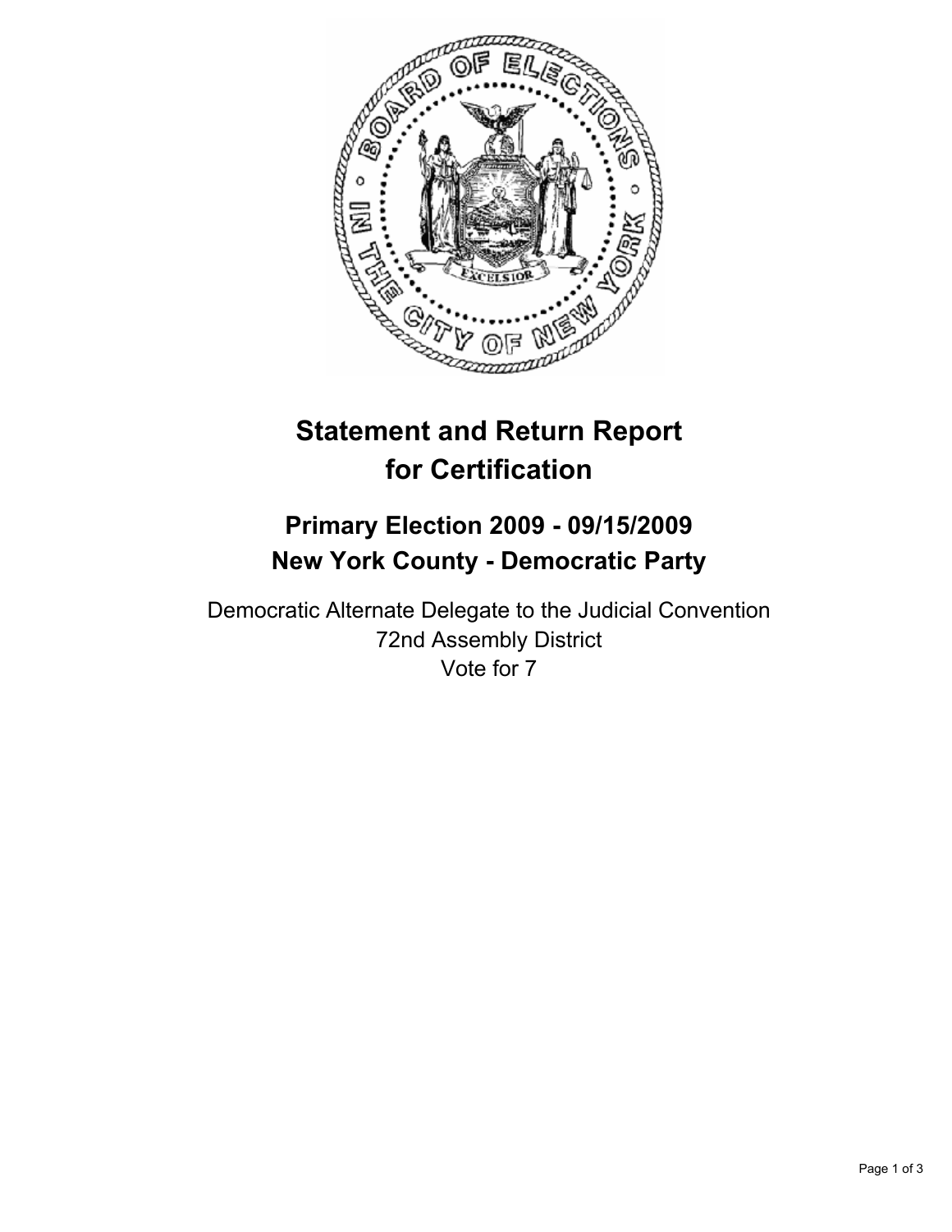# Statement and Return Report for Certification

## Primary Election 2009 - 09/15/2009
## New York County - Democratic Party

Democratic Alternate Delegate to the Judicial Convention
72nd Assembly District
Vote for 7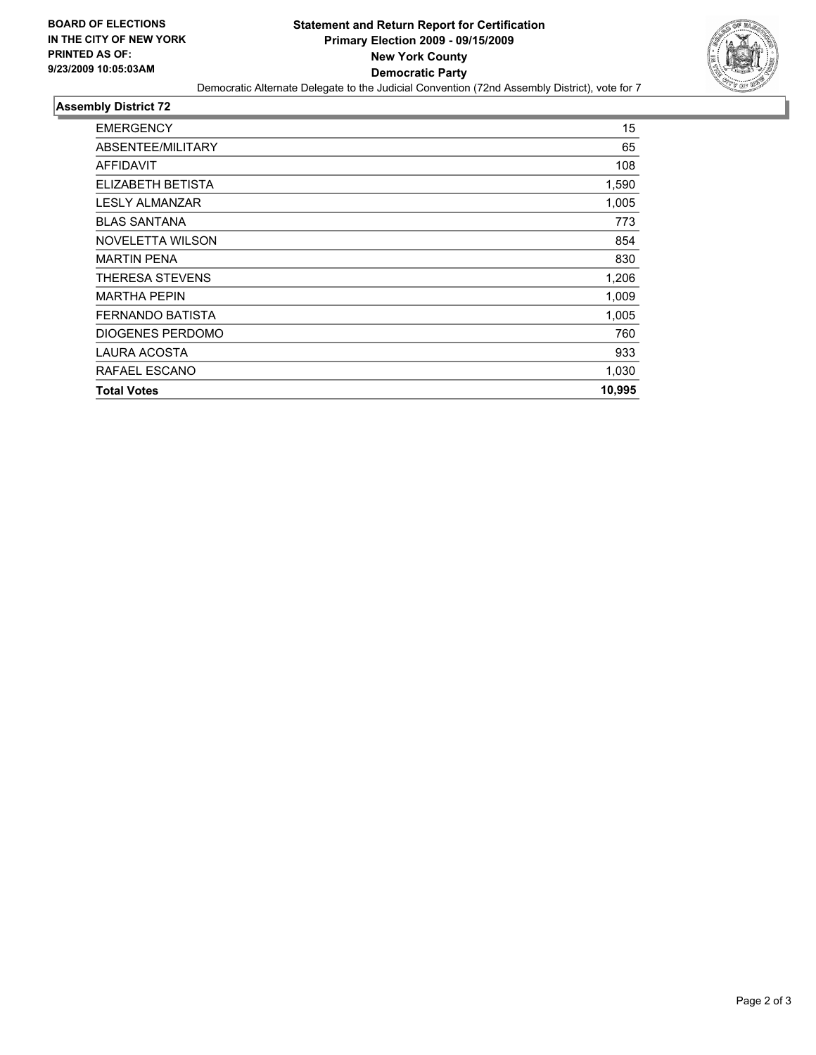**BOARD OF ELECTIONS IN THE CITY OF NEW YORK PRINTED AS OF: 9/23/2009 10:05:03AM**

# Statement and Return Report for Certification
## Primary Election 2009 - 09/15/2009
## New York County
## Democratic Party

Democratic Alternate Delegate to the Judicial Convention (72nd Assembly District), vote for 7

### Assembly District 72

| | |
|---|---|
| EMERGENCY | 15 |
| ABSENTEE/MILITARY | 65 |
| AFFIDAVIT | 108 |
| ELIZABETH BETISTA | 1,590 |
| LESLY ALMANZAR | 1,005 |
| BLAS SANTANA | 773 |
| NOVELETTA WILSON | 854 |
| MARTIN PENA | 830 |
| THERESA STEVENS | 1,206 |
| MARTHA PEPIN | 1,009 |
| FERNANDO BATISTA | 1,005 |
| DIOGENES PERDOMO | 760 |
| LAURA ACOSTA | 933 |
| RAFAEL ESCANO | 1,030 |
| **Total Votes** | **10,995** |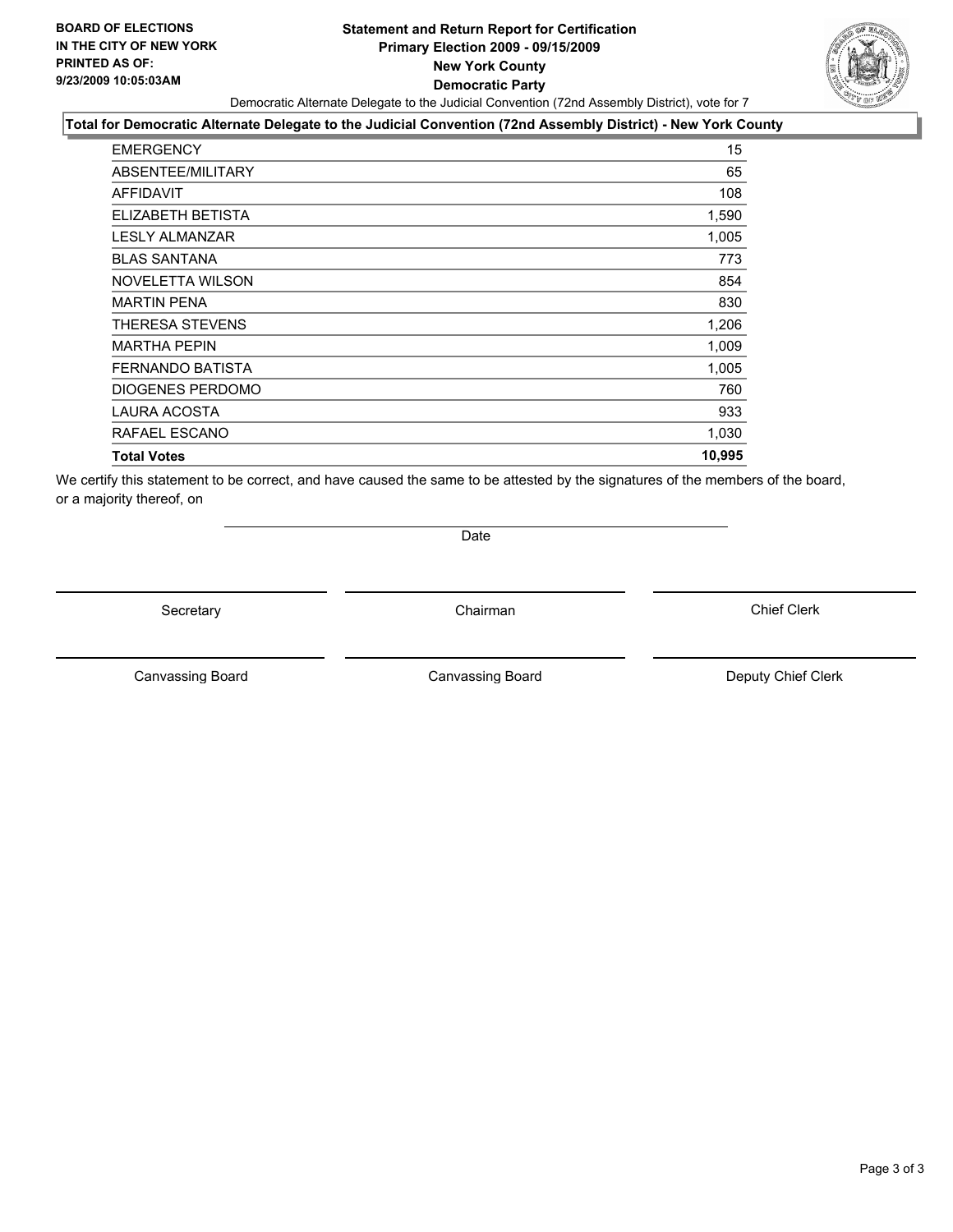**BOARD OF ELECTIONS IN THE CITY OF NEW YORK PRINTED AS OF: 9/23/2009 10:05:03AM**

# Statement and Return Report for Certification
## Primary Election 2009 - 09/15/2009
## New York County
## Democratic Party

Democratic Alternate Delegate to the Judicial Convention (72nd Assembly District), vote for 7

**Total for Democratic Alternate Delegate to the Judicial Convention (72nd Assembly District) - New York County**

| | |
|---|---|
| EMERGENCY | 15 |
| ABSENTEE/MILITARY | 65 |
| AFFIDAVIT | 108 |
| ELIZABETH BETISTA | 1,590 |
| LESLY ALMANZAR | 1,005 |
| BLAS SANTANA | 773 |
| NOVELETTA WILSON | 854 |
| MARTIN PENA | 830 |
| THERESA STEVENS | 1,206 |
| MARTHA PEPIN | 1,009 |
| FERNANDO BATISTA | 1,005 |
| DIOGENES PERDOMO | 760 |
| LAURA ACOSTA | 933 |
| RAFAEL ESCANO | 1,030 |
| **Total Votes** | **10,995** |

We certify this statement to be correct, and have caused the same to be attested by the signatures of the members of the board, or a majority thereof, on

Date

Secretary

Chairman

Chief Clerk

Canvassing Board

Canvassing Board

Deputy Chief Clerk